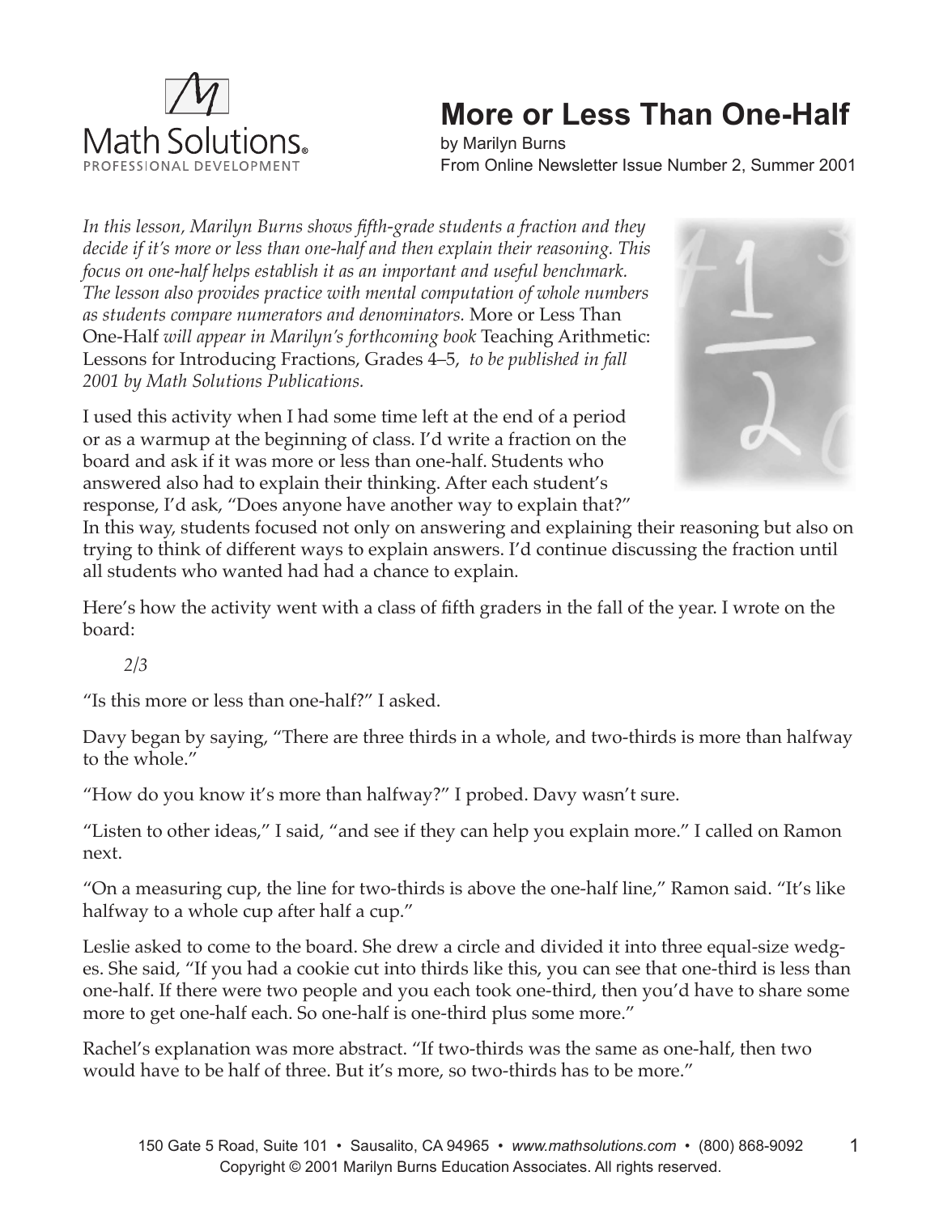# More or Less Than One-Half

by Marilyn Burns
From Online Newsletter Issue Number 2, Summer 2001

*In this lesson, Marilyn Burns shows fifth-grade students a fraction and they decide if it's more or less than one-half and then explain their reasoning. This focus on one-half helps establish it as an important and useful benchmark. The lesson also provides practice with mental computation of whole numbers as students compare numerators and denominators.* More or Less Than One-Half *will appear in Marilyn's forthcoming book* Teaching Arithmetic: Lessons for Introducing Fractions, Grades 4–5, *to be published in fall 2001 by Math Solutions Publications.*

I used this activity when I had some time left at the end of a period or as a warmup at the beginning of class. I'd write a fraction on the board and ask if it was more or less than one-half. Students who answered also had to explain their thinking. After each student's response, I'd ask, "Does anyone have another way to explain that?" In this way, students focused not only on answering and explaining their reasoning but also on trying to think of different ways to explain answers. I'd continue discussing the fraction until all students who wanted had had a chance to explain.

Here's how the activity went with a class of fifth graders in the fall of the year. I wrote on the board:

*2/3*

"Is this more or less than one-half?" I asked.

Davy began by saying, "There are three thirds in a whole, and two-thirds is more than halfway to the whole."

"How do you know it's more than halfway?" I probed. Davy wasn't sure.

"Listen to other ideas," I said, "and see if they can help you explain more." I called on Ramon next.

"On a measuring cup, the line for two-thirds is above the one-half line," Ramon said. "It's like halfway to a whole cup after half a cup."

Leslie asked to come to the board. She drew a circle and divided it into three equal-size wedges. She said, "If you had a cookie cut into thirds like this, you can see that one-third is less than one-half. If there were two people and you each took one-third, then you'd have to share some more to get one-half each. So one-half is one-third plus some more."

Rachel's explanation was more abstract. "If two-thirds was the same as one-half, then two would have to be half of three. But it's more, so two-thirds has to be more."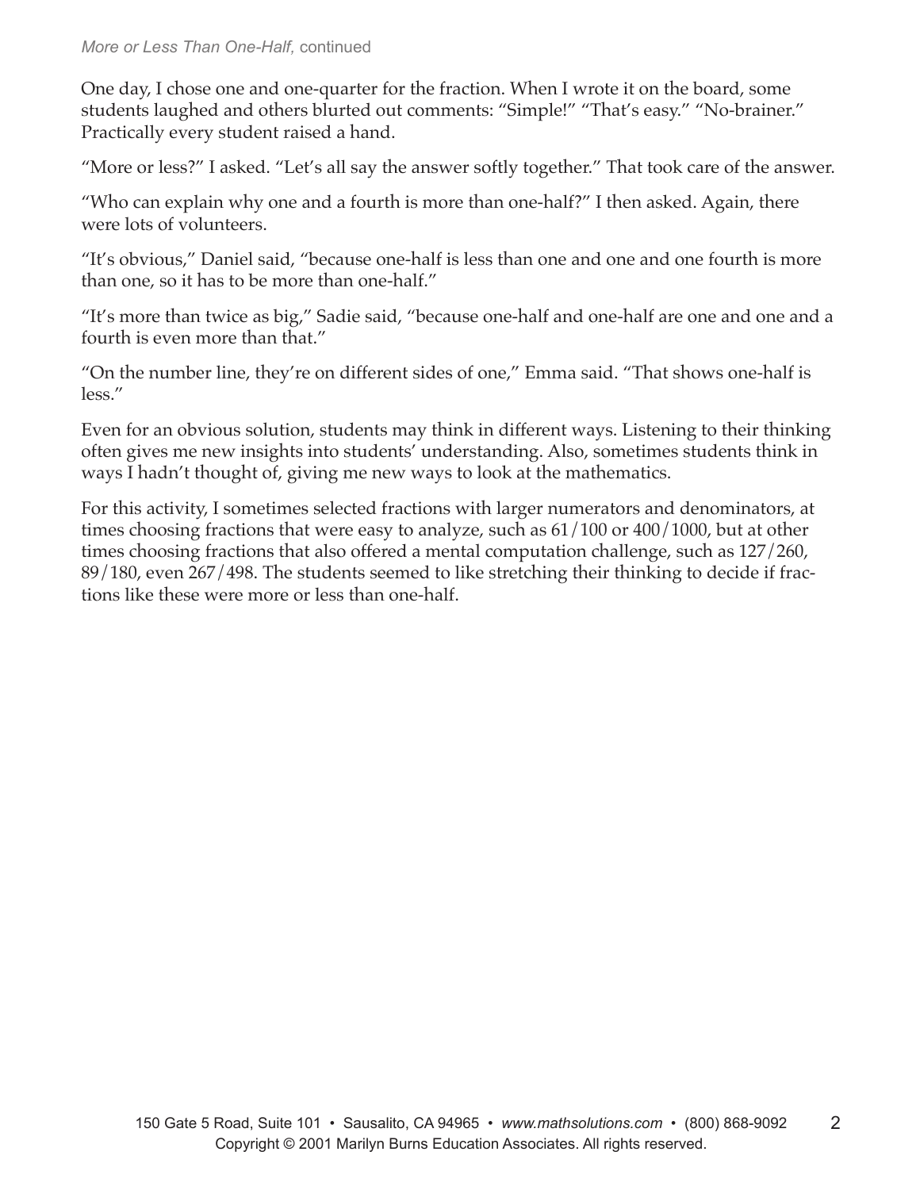One day, I chose one and one-quarter for the fraction. When I wrote it on the board, some students laughed and others blurted out comments: "Simple!" "That's easy." "No-brainer." Practically every student raised a hand.

"More or less?" I asked. "Let's all say the answer softly together." That took care of the answer.

"Who can explain why one and a fourth is more than one-half?" I then asked. Again, there were lots of volunteers.

"It's obvious," Daniel said, "because one-half is less than one and one and one fourth is more than one, so it has to be more than one-half."

"It's more than twice as big," Sadie said, "because one-half and one-half are one and one and a fourth is even more than that."

"On the number line, they're on different sides of one," Emma said. "That shows one-half is less."

Even for an obvious solution, students may think in different ways. Listening to their thinking often gives me new insights into students' understanding. Also, sometimes students think in ways I hadn't thought of, giving me new ways to look at the mathematics.

For this activity, I sometimes selected fractions with larger numerators and denominators, at times choosing fractions that were easy to analyze, such as 61/100 or 400/1000, but at other times choosing fractions that also offered a mental computation challenge, such as 127/260, 89/180, even 267/498. The students seemed to like stretching their thinking to decide if fractions like these were more or less than one-half.